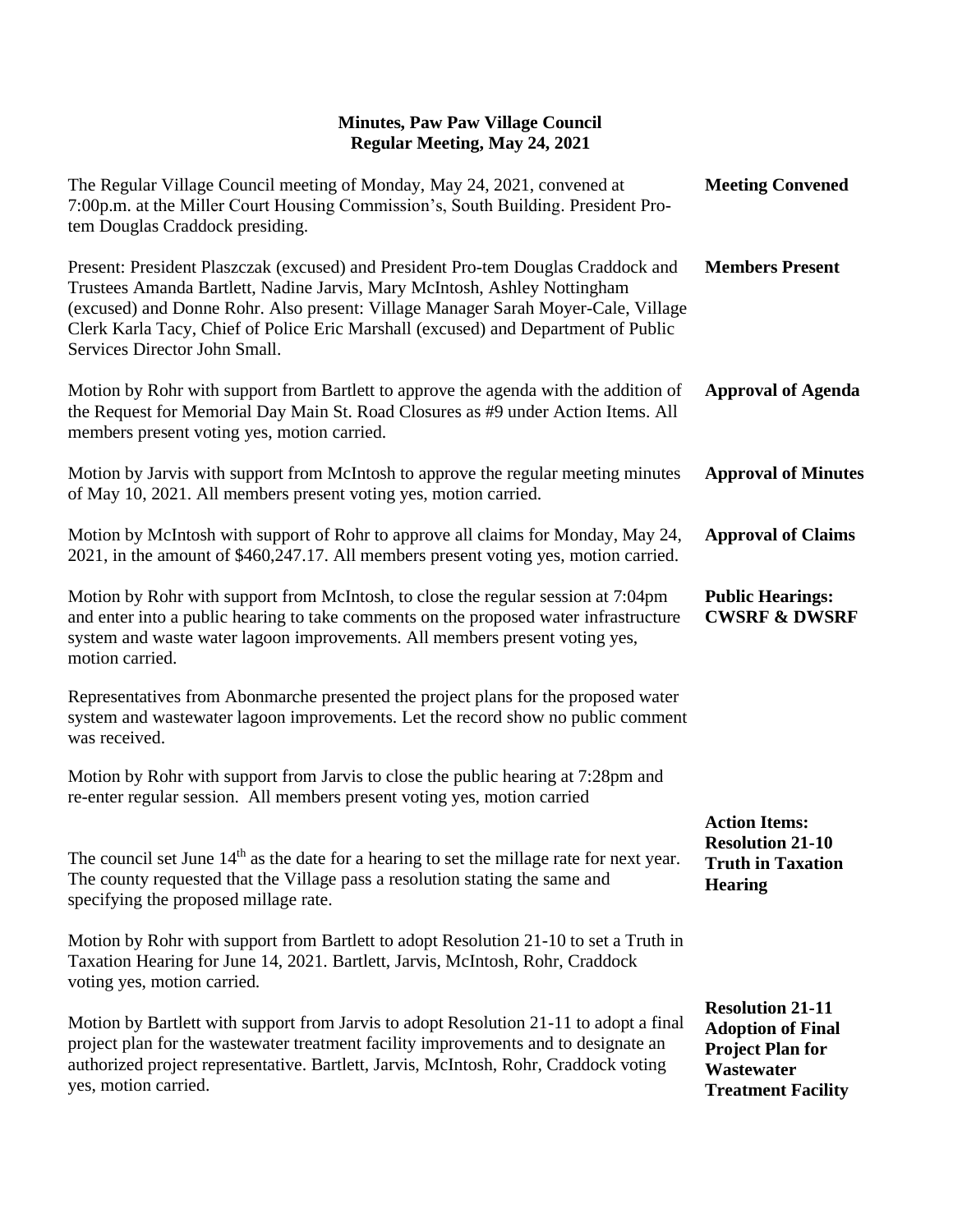**Minutes, Paw Paw Village Council**
**Regular Meeting, May 24, 2021**

**Meeting Convened**

The Regular Village Council meeting of Monday, May 24, 2021, convened at 7:00p.m. at the Miller Court Housing Commission's, South Building. President Pro-tem Douglas Craddock presiding.

**Members Present**

Present: President Plaszczak (excused) and President Pro-tem Douglas Craddock and Trustees Amanda Bartlett, Nadine Jarvis, Mary McIntosh, Ashley Nottingham (excused) and Donne Rohr. Also present: Village Manager Sarah Moyer-Cale, Village Clerk Karla Tacy, Chief of Police Eric Marshall (excused) and Department of Public Services Director John Small.

**Approval of Agenda**

Motion by Rohr with support from Bartlett to approve the agenda with the addition of the Request for Memorial Day Main St. Road Closures as #9 under Action Items. All members present voting yes, motion carried.

**Approval of Minutes**

Motion by Jarvis with support from McIntosh to approve the regular meeting minutes of May 10, 2021. All members present voting yes, motion carried.

**Approval of Claims**

Motion by McIntosh with support of Rohr to approve all claims for Monday, May 24, 2021, in the amount of $460,247.17. All members present voting yes, motion carried.

**Public Hearings: CWSRF & DWSRF**

Motion by Rohr with support from McIntosh, to close the regular session at 7:04pm and enter into a public hearing to take comments on the proposed water infrastructure system and waste water lagoon improvements. All members present voting yes, motion carried.

Representatives from Abonmarche presented the project plans for the proposed water system and wastewater lagoon improvements. Let the record show no public comment was received.

Motion by Rohr with support from Jarvis to close the public hearing at 7:28pm and re-enter regular session. All members present voting yes, motion carried

**Action Items: Resolution 21-10 Truth in Taxation Hearing**

The council set June 14th as the date for a hearing to set the millage rate for next year. The county requested that the Village pass a resolution stating the same and specifying the proposed millage rate.

Motion by Rohr with support from Bartlett to adopt Resolution 21-10 to set a Truth in Taxation Hearing for June 14, 2021. Bartlett, Jarvis, McIntosh, Rohr, Craddock voting yes, motion carried.

**Resolution 21-11 Adoption of Final Project Plan for Wastewater Treatment Facility**

Motion by Bartlett with support from Jarvis to adopt Resolution 21-11 to adopt a final project plan for the wastewater treatment facility improvements and to designate an authorized project representative. Bartlett, Jarvis, McIntosh, Rohr, Craddock voting yes, motion carried.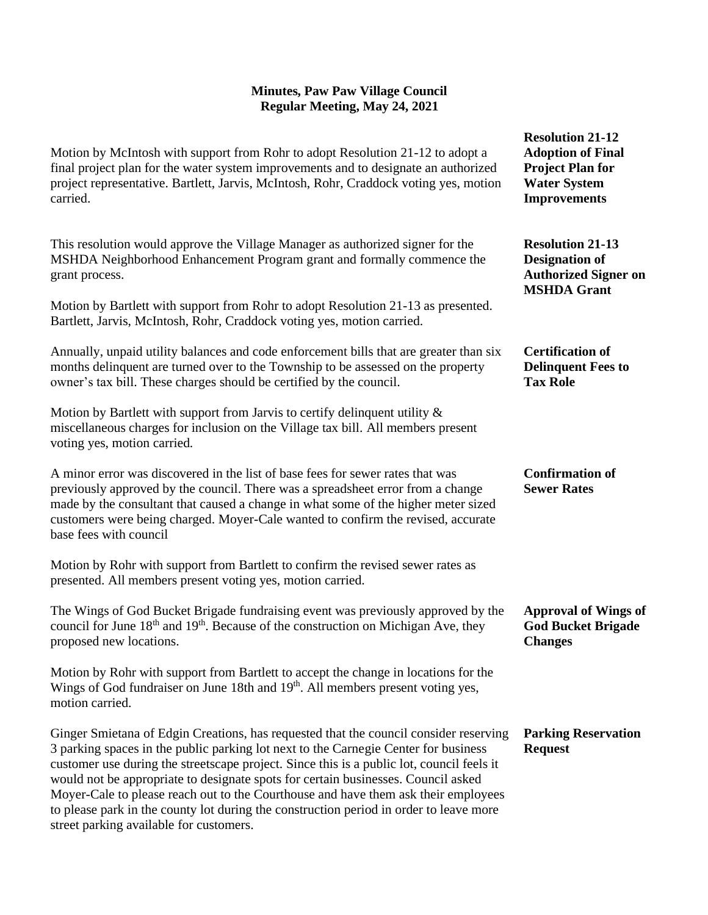# Minutes, Paw Paw Village Council
## Regular Meeting, May 24, 2021

**Resolution 21-12 Adoption of Final Project Plan for Water System Improvements**

Motion by McIntosh with support from Rohr to adopt Resolution 21-12 to adopt a final project plan for the water system improvements and to designate an authorized project representative. Bartlett, Jarvis, McIntosh, Rohr, Craddock voting yes, motion carried.

**Resolution 21-13 Designation of Authorized Signer on MSHDA Grant**

This resolution would approve the Village Manager as authorized signer for the MSHDA Neighborhood Enhancement Program grant and formally commence the grant process.

Motion by Bartlett with support from Rohr to adopt Resolution 21-13 as presented. Bartlett, Jarvis, McIntosh, Rohr, Craddock voting yes, motion carried.

**Certification of Delinquent Fees to Tax Role**

Annually, unpaid utility balances and code enforcement bills that are greater than six months delinquent are turned over to the Township to be assessed on the property owner's tax bill. These charges should be certified by the council.

Motion by Bartlett with support from Jarvis to certify delinquent utility & miscellaneous charges for inclusion on the Village tax bill. All members present voting yes, motion carried.

**Confirmation of Sewer Rates**

A minor error was discovered in the list of base fees for sewer rates that was previously approved by the council. There was a spreadsheet error from a change made by the consultant that caused a change in what some of the higher meter sized customers were being charged. Moyer-Cale wanted to confirm the revised, accurate base fees with council

Motion by Rohr with support from Bartlett to confirm the revised sewer rates as presented. All members present voting yes, motion carried.

**Approval of Wings of God Bucket Brigade Changes**

The Wings of God Bucket Brigade fundraising event was previously approved by the council for June 18th and 19th. Because of the construction on Michigan Ave, they proposed new locations.

Motion by Rohr with support from Bartlett to accept the change in locations for the Wings of God fundraiser on June 18th and 19th. All members present voting yes, motion carried.

**Parking Reservation Request**

Ginger Smietana of Edgin Creations, has requested that the council consider reserving 3 parking spaces in the public parking lot next to the Carnegie Center for business customer use during the streetscape project. Since this is a public lot, council feels it would not be appropriate to designate spots for certain businesses. Council asked Moyer-Cale to please reach out to the Courthouse and have them ask their employees to please park in the county lot during the construction period in order to leave more street parking available for customers.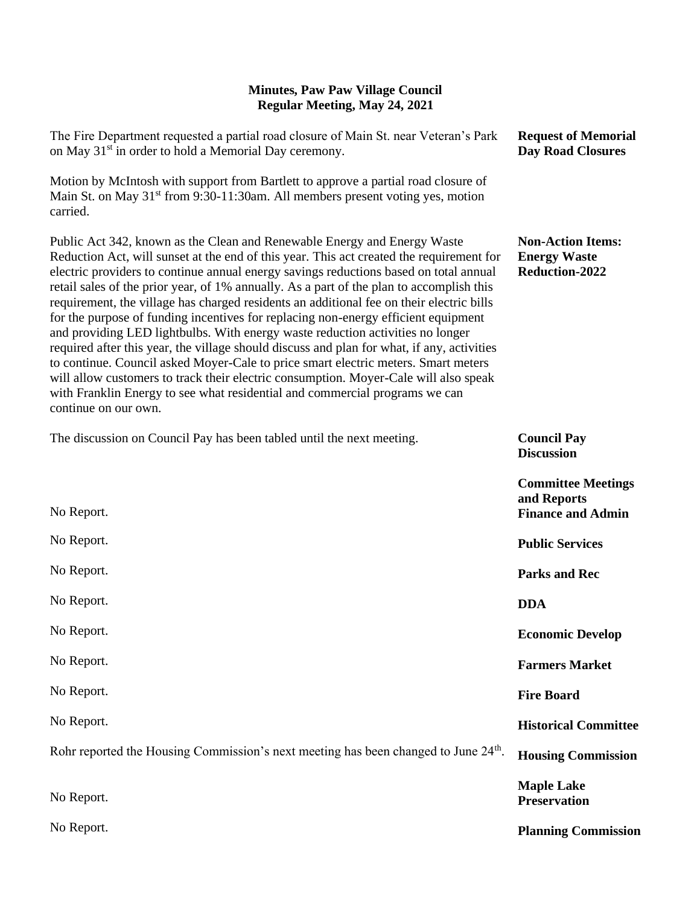**Minutes, Paw Paw Village Council**
**Regular Meeting, May 24, 2021**

**Request of Memorial Day Road Closures**

The Fire Department requested a partial road closure of Main St. near Veteran's Park on May 31st in order to hold a Memorial Day ceremony.

Motion by McIntosh with support from Bartlett to approve a partial road closure of Main St. on May 31st from 9:30-11:30am. All members present voting yes, motion carried.

**Non-Action Items: Energy Waste Reduction-2022**

Public Act 342, known as the Clean and Renewable Energy and Energy Waste Reduction Act, will sunset at the end of this year. This act created the requirement for electric providers to continue annual energy savings reductions based on total annual retail sales of the prior year, of 1% annually. As a part of the plan to accomplish this requirement, the village has charged residents an additional fee on their electric bills for the purpose of funding incentives for replacing non-energy efficient equipment and providing LED lightbulbs. With energy waste reduction activities no longer required after this year, the village should discuss and plan for what, if any, activities to continue. Council asked Moyer-Cale to price smart electric meters. Smart meters will allow customers to track their electric consumption. Moyer-Cale will also speak with Franklin Energy to see what residential and commercial programs we can continue on our own.

**Council Pay Discussion**

The discussion on Council Pay has been tabled until the next meeting.

**Committee Meetings and Reports**

**Finance and Admin**

No Report.

**Public Services**

No Report.

**Parks and Rec**

No Report.

**DDA**

No Report.

**Economic Develop**

No Report.

**Farmers Market**

No Report.

**Fire Board**

No Report.

**Historical Committee**

No Report.

**Housing Commission**

Rohr reported the Housing Commission's next meeting has been changed to June 24th.

**Maple Lake Preservation**

No Report.

**Planning Commission**

No Report.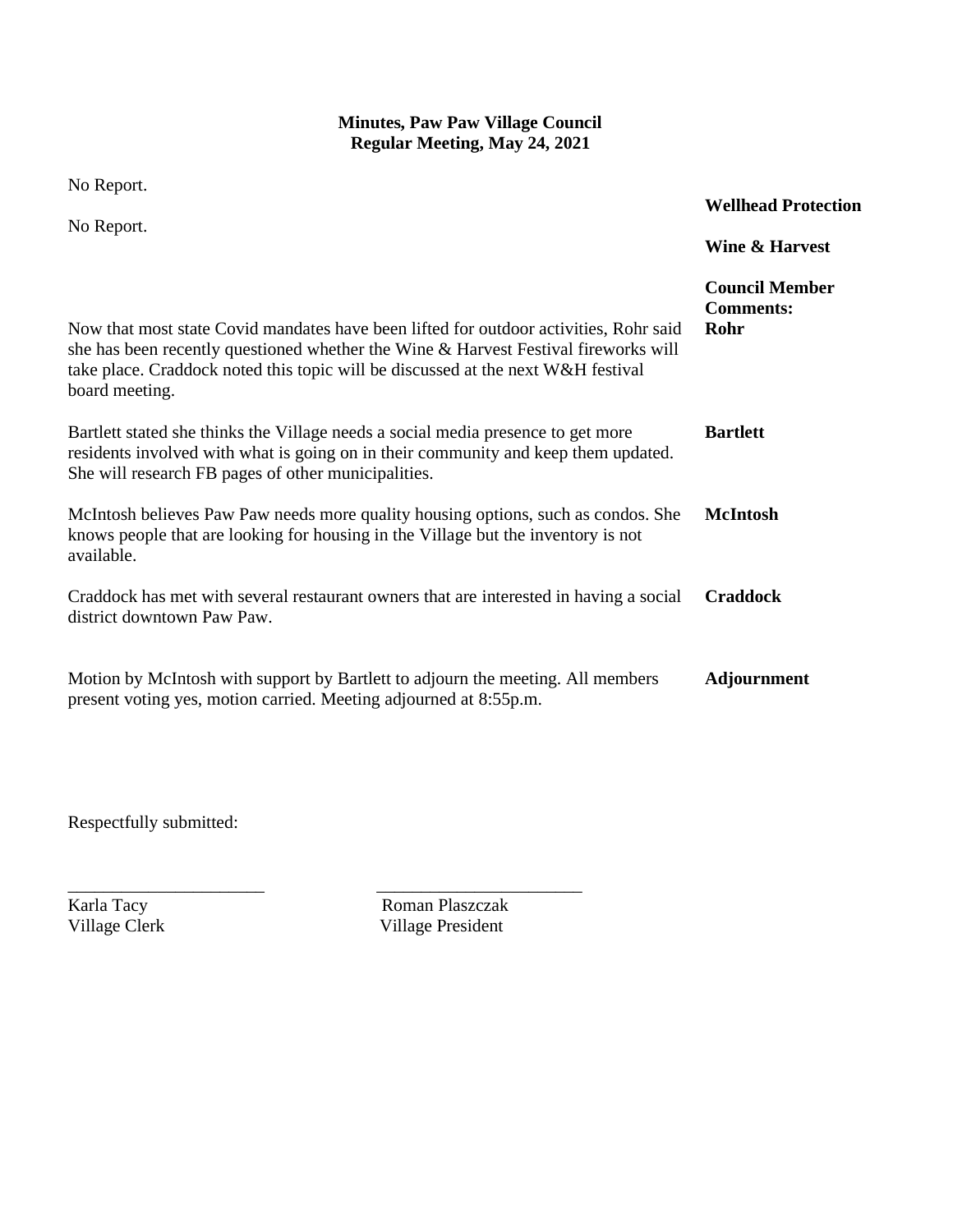**Minutes, Paw Paw Village Council**
**Regular Meeting, May 24, 2021**

**Wellhead Protection**

No Report.

**Wine & Harvest**

No Report.

**Council Member Comments:**

**Rohr**

Now that most state Covid mandates have been lifted for outdoor activities, Rohr said she has been recently questioned whether the Wine & Harvest Festival fireworks will take place. Craddock noted this topic will be discussed at the next W&H festival board meeting.

**Bartlett**

Bartlett stated she thinks the Village needs a social media presence to get more residents involved with what is going on in their community and keep them updated. She will research FB pages of other municipalities.

**McIntosh**

McIntosh believes Paw Paw needs more quality housing options, such as condos. She knows people that are looking for housing in the Village but the inventory is not available.

**Craddock**

Craddock has met with several restaurant owners that are interested in having a social district downtown Paw Paw.

**Adjournment**

Motion by McIntosh with support by Bartlett to adjourn the meeting. All members present voting yes, motion carried. Meeting adjourned at 8:55p.m.

Respectfully submitted:

______________________ ______________________

Karla Tacy — Village Clerk

Roman Plaszczak — Village President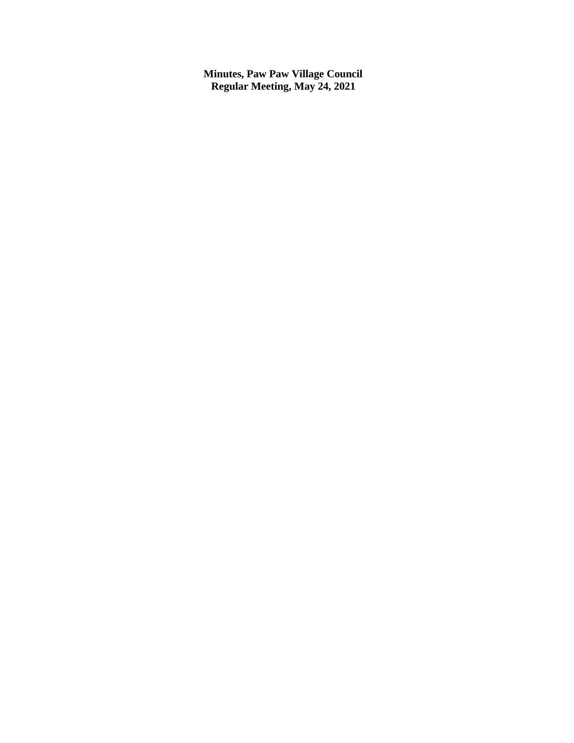**Minutes, Paw Paw Village Council**
**Regular Meeting, May 24, 2021**